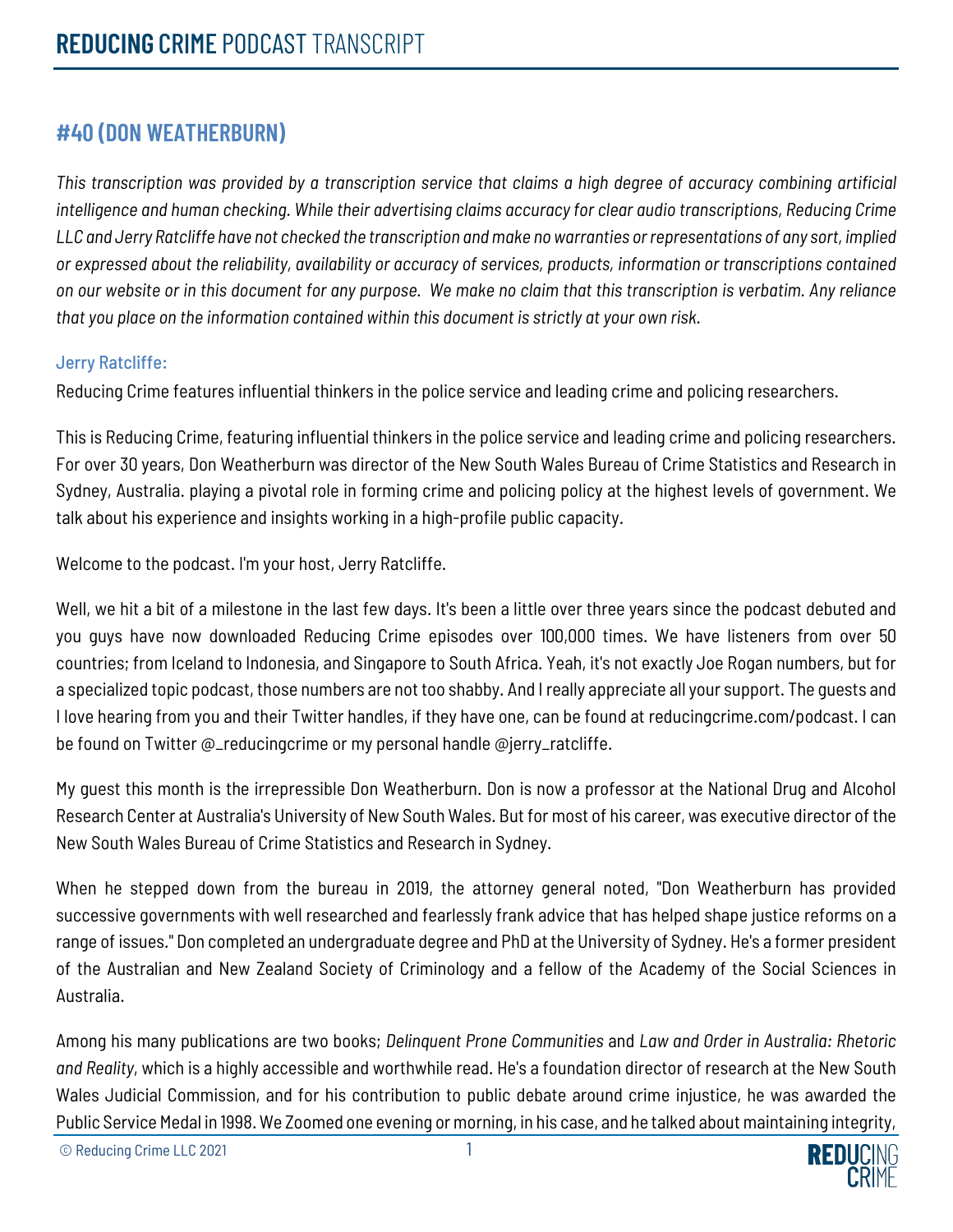# #40 (DON WEATHERBURN)

*This transcription was provided by a transcription service that claims a high degree of accuracy combining artificial intelligence and human checking. While their advertising claims accuracy for clear audio transcriptions, Reducing Crime LLC and Jerry Ratcliffe have not checked the transcription and make no warranties or representations of any sort, implied or expressed about the reliability, availability or accuracy of services, products, information or transcriptions contained on our website or in this document for any purpose. We make no claim that this transcription is verbatim. Any reliance that you place on the information contained within this document is strictly at your own risk.*

Jerry Ratcliffe:

Reducing Crime features influential thinkers in the police service and leading crime and policing researchers.

This is Reducing Crime, featuring influential thinkers in the police service and leading crime and policing researchers. For over 30 years, Don Weatherburn was director of the New South Wales Bureau of Crime Statistics and Research in Sydney, Australia. playing a pivotal role in forming crime and policing policy at the highest levels of government. We talk about his experience and insights working in a high-profile public capacity.

Welcome to the podcast. I'm your host, Jerry Ratcliffe.

Well, we hit a bit of a milestone in the last few days. It's been a little over three years since the podcast debuted and you guys have now downloaded Reducing Crime episodes over 100,000 times. We have listeners from over 50 countries; from Iceland to Indonesia, and Singapore to South Africa. Yeah, it's not exactly Joe Rogan numbers, but for a specialized topic podcast, those numbers are not too shabby. And I really appreciate all your support. The guests and I love hearing from you and their Twitter handles, if they have one, can be found at reducingcrime.com/podcast. I can be found on Twitter @_reducingcrime or my personal handle @jerry_ratcliffe.

My guest this month is the irrepressible Don Weatherburn. Don is now a professor at the National Drug and Alcohol Research Center at Australia's University of New South Wales. But for most of his career, was executive director of the New South Wales Bureau of Crime Statistics and Research in Sydney.

When he stepped down from the bureau in 2019, the attorney general noted, "Don Weatherburn has provided successive governments with well researched and fearlessly frank advice that has helped shape justice reforms on a range of issues." Don completed an undergraduate degree and PhD at the University of Sydney. He's a former president of the Australian and New Zealand Society of Criminology and a fellow of the Academy of the Social Sciences in Australia.

Among his many publications are two books; *Delinquent Prone Communities* and *Law and Order in Australia: Rhetoric and Reality*, which is a highly accessible and worthwhile read. He's a foundation director of research at the New South Wales Judicial Commission, and for his contribution to public debate around crime injustice, he was awarded the Public Service Medal in 1998. We Zoomed one evening or morning, in his case, and he talked about maintaining integrity,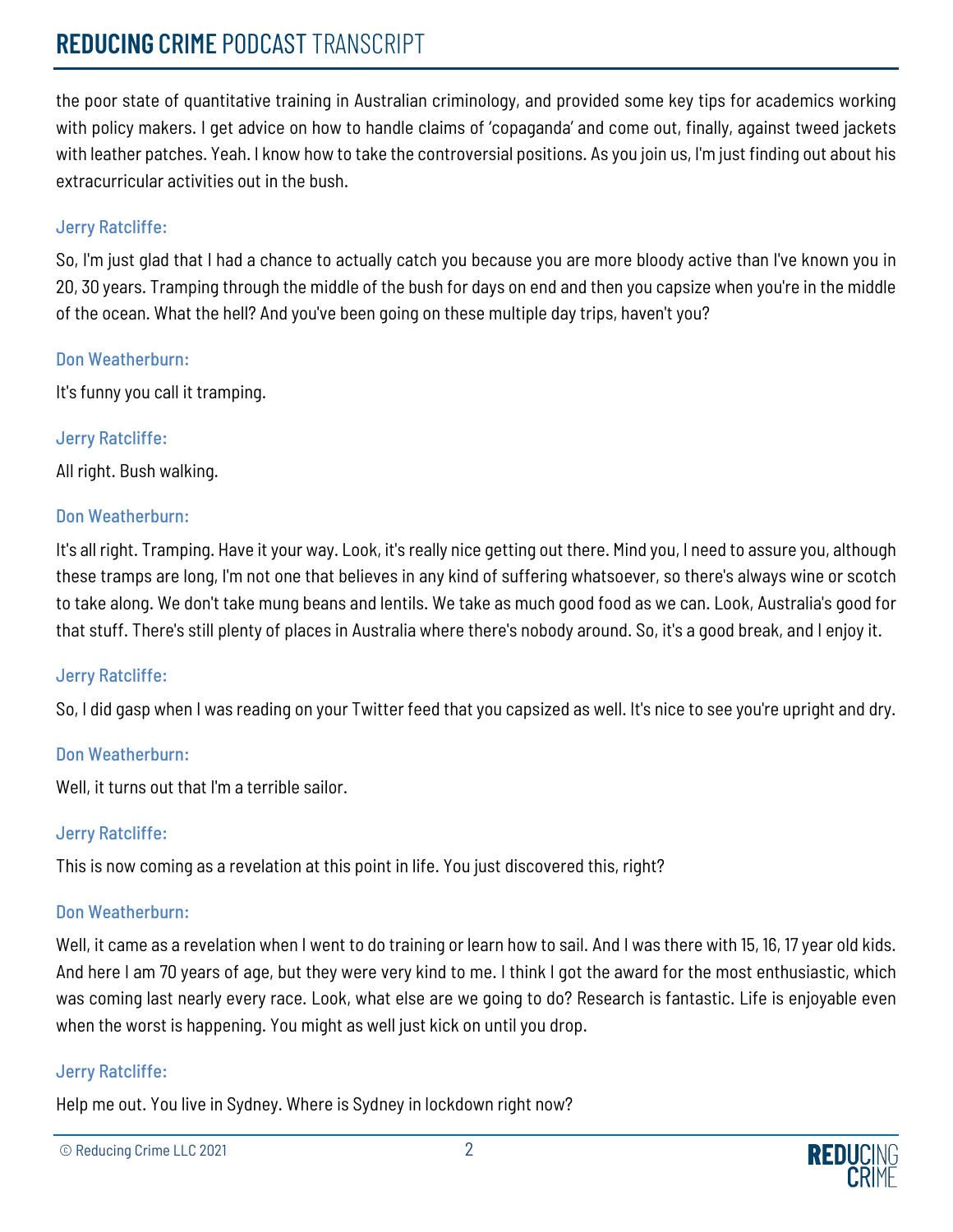the poor state of quantitative training in Australian criminology, and provided some key tips for academics working with policy makers. I get advice on how to handle claims of 'copaganda' and come out, finally, against tweed jackets with leather patches. Yeah. I know how to take the controversial positions. As you join us, I'm just finding out about his extracurricular activities out in the bush.

**Jerry Ratcliffe:**

So, I'm just glad that I had a chance to actually catch you because you are more bloody active than I've known you in 20, 30 years. Tramping through the middle of the bush for days on end and then you capsize when you're in the middle of the ocean. What the hell? And you've been going on these multiple day trips, haven't you?

**Don Weatherburn:**

It's funny you call it tramping.

**Jerry Ratcliffe:**

All right. Bush walking.

**Don Weatherburn:**

It's all right. Tramping. Have it your way. Look, it's really nice getting out there. Mind you, I need to assure you, although these tramps are long, I'm not one that believes in any kind of suffering whatsoever, so there's always wine or scotch to take along. We don't take mung beans and lentils. We take as much good food as we can. Look, Australia's good for that stuff. There's still plenty of places in Australia where there's nobody around. So, it's a good break, and I enjoy it.

**Jerry Ratcliffe:**

So, I did gasp when I was reading on your Twitter feed that you capsized as well. It's nice to see you're upright and dry.

**Don Weatherburn:**

Well, it turns out that I'm a terrible sailor.

**Jerry Ratcliffe:**

This is now coming as a revelation at this point in life. You just discovered this, right?

**Don Weatherburn:**

Well, it came as a revelation when I went to do training or learn how to sail. And I was there with 15, 16, 17 year old kids. And here I am 70 years of age, but they were very kind to me. I think I got the award for the most enthusiastic, which was coming last nearly every race. Look, what else are we going to do? Research is fantastic. Life is enjoyable even when the worst is happening. You might as well just kick on until you drop.

**Jerry Ratcliffe:**

Help me out. You live in Sydney. Where is Sydney in lockdown right now?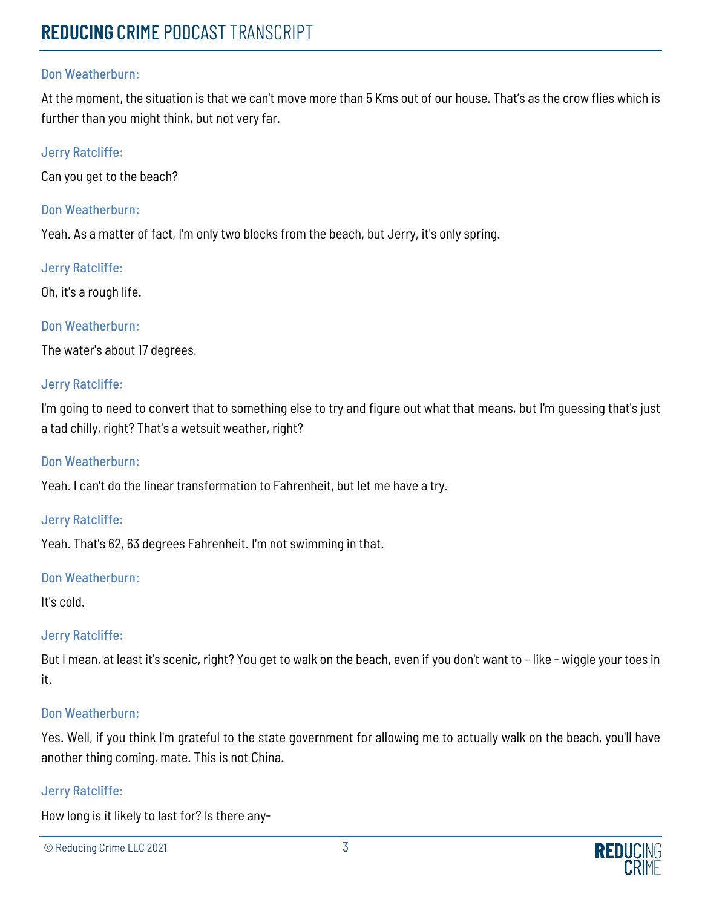**Don Weatherburn:**

At the moment, the situation is that we can't move more than 5 Kms out of our house. That's as the crow flies which is further than you might think, but not very far.

**Jerry Ratcliffe:**

Can you get to the beach?

**Don Weatherburn:**

Yeah. As a matter of fact, I'm only two blocks from the beach, but Jerry, it's only spring.

**Jerry Ratcliffe:**

Oh, it's a rough life.

**Don Weatherburn:**

The water's about 17 degrees.

**Jerry Ratcliffe:**

I'm going to need to convert that to something else to try and figure out what that means, but I'm guessing that's just a tad chilly, right? That's a wetsuit weather, right?

**Don Weatherburn:**

Yeah. I can't do the linear transformation to Fahrenheit, but let me have a try.

**Jerry Ratcliffe:**

Yeah. That's 62, 63 degrees Fahrenheit. I'm not swimming in that.

**Don Weatherburn:**

It's cold.

**Jerry Ratcliffe:**

But I mean, at least it's scenic, right? You get to walk on the beach, even if you don't want to - like - wiggle your toes in it.

**Don Weatherburn:**

Yes. Well, if you think I'm grateful to the state government for allowing me to actually walk on the beach, you'll have another thing coming, mate. This is not China.

**Jerry Ratcliffe:**

How long is it likely to last for? Is there any-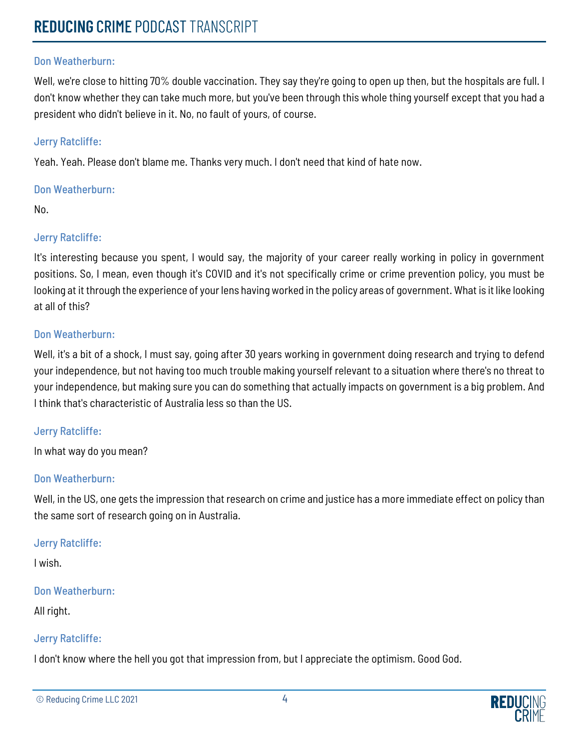Don Weatherburn:

Well, we're close to hitting 70% double vaccination. They say they're going to open up then, but the hospitals are full. I don't know whether they can take much more, but you've been through this whole thing yourself except that you had a president who didn't believe in it. No, no fault of yours, of course.

Jerry Ratcliffe:

Yeah. Yeah. Please don't blame me. Thanks very much. I don't need that kind of hate now.

Don Weatherburn:

No.

Jerry Ratcliffe:

It's interesting because you spent, I would say, the majority of your career really working in policy in government positions. So, I mean, even though it's COVID and it's not specifically crime or crime prevention policy, you must be looking at it through the experience of your lens having worked in the policy areas of government. What is it like looking at all of this?

Don Weatherburn:

Well, it's a bit of a shock, I must say, going after 30 years working in government doing research and trying to defend your independence, but not having too much trouble making yourself relevant to a situation where there's no threat to your independence, but making sure you can do something that actually impacts on government is a big problem. And I think that's characteristic of Australia less so than the US.

Jerry Ratcliffe:

In what way do you mean?

Don Weatherburn:

Well, in the US, one gets the impression that research on crime and justice has a more immediate effect on policy than the same sort of research going on in Australia.

Jerry Ratcliffe:

I wish.

Don Weatherburn:

All right.

Jerry Ratcliffe:

I don't know where the hell you got that impression from, but I appreciate the optimism. Good God.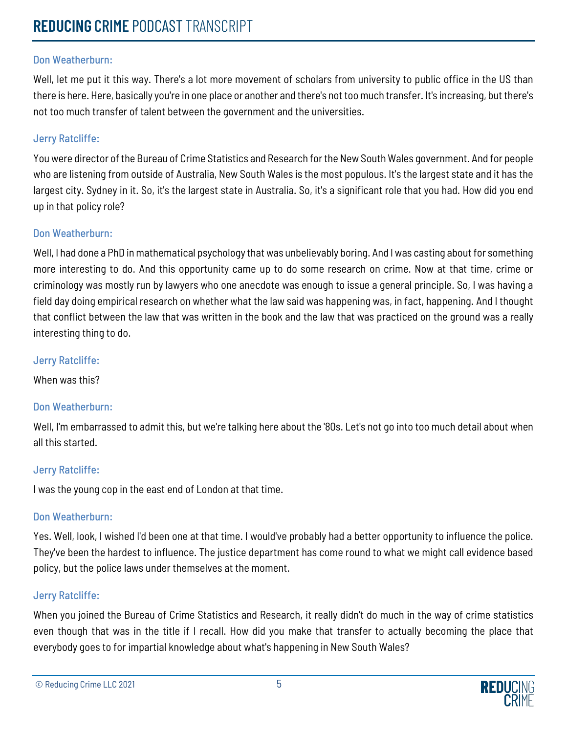Don Weatherburn:

Well, let me put it this way. There's a lot more movement of scholars from university to public office in the US than there is here. Here, basically you're in one place or another and there's not too much transfer. It's increasing, but there's not too much transfer of talent between the government and the universities.

Jerry Ratcliffe:

You were director of the Bureau of Crime Statistics and Research for the New South Wales government. And for people who are listening from outside of Australia, New South Wales is the most populous. It's the largest state and it has the largest city. Sydney in it. So, it's the largest state in Australia. So, it's a significant role that you had. How did you end up in that policy role?

Don Weatherburn:

Well, I had done a PhD in mathematical psychology that was unbelievably boring. And I was casting about for something more interesting to do. And this opportunity came up to do some research on crime. Now at that time, crime or criminology was mostly run by lawyers who one anecdote was enough to issue a general principle. So, I was having a field day doing empirical research on whether what the law said was happening was, in fact, happening. And I thought that conflict between the law that was written in the book and the law that was practiced on the ground was a really interesting thing to do.

Jerry Ratcliffe:

When was this?

Don Weatherburn:

Well, I'm embarrassed to admit this, but we're talking here about the '80s. Let's not go into too much detail about when all this started.

Jerry Ratcliffe:

I was the young cop in the east end of London at that time.

Don Weatherburn:

Yes. Well, look, I wished I'd been one at that time. I would've probably had a better opportunity to influence the police. They've been the hardest to influence. The justice department has come round to what we might call evidence based policy, but the police laws under themselves at the moment.

Jerry Ratcliffe:

When you joined the Bureau of Crime Statistics and Research, it really didn't do much in the way of crime statistics even though that was in the title if I recall. How did you make that transfer to actually becoming the place that everybody goes to for impartial knowledge about what's happening in New South Wales?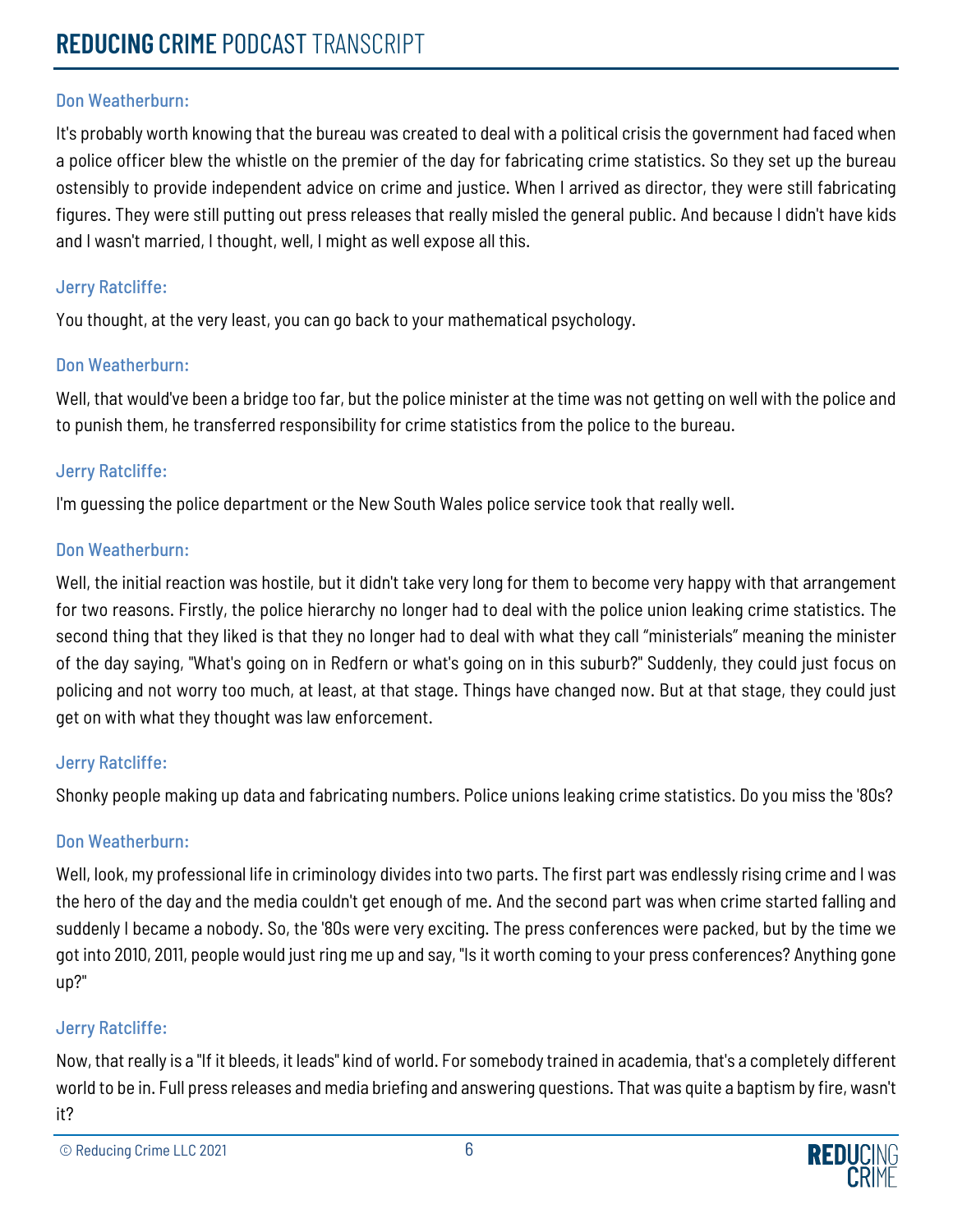Don Weatherburn:

It's probably worth knowing that the bureau was created to deal with a political crisis the government had faced when a police officer blew the whistle on the premier of the day for fabricating crime statistics. So they set up the bureau ostensibly to provide independent advice on crime and justice. When I arrived as director, they were still fabricating figures. They were still putting out press releases that really misled the general public. And because I didn't have kids and I wasn't married, I thought, well, I might as well expose all this.

Jerry Ratcliffe:

You thought, at the very least, you can go back to your mathematical psychology.

Don Weatherburn:

Well, that would've been a bridge too far, but the police minister at the time was not getting on well with the police and to punish them, he transferred responsibility for crime statistics from the police to the bureau.

Jerry Ratcliffe:

I'm guessing the police department or the New South Wales police service took that really well.

Don Weatherburn:

Well, the initial reaction was hostile, but it didn't take very long for them to become very happy with that arrangement for two reasons. Firstly, the police hierarchy no longer had to deal with the police union leaking crime statistics. The second thing that they liked is that they no longer had to deal with what they call "ministerials" meaning the minister of the day saying, "What's going on in Redfern or what's going on in this suburb?" Suddenly, they could just focus on policing and not worry too much, at least, at that stage. Things have changed now. But at that stage, they could just get on with what they thought was law enforcement.

Jerry Ratcliffe:

Shonky people making up data and fabricating numbers. Police unions leaking crime statistics. Do you miss the '80s?

Don Weatherburn:

Well, look, my professional life in criminology divides into two parts. The first part was endlessly rising crime and I was the hero of the day and the media couldn't get enough of me. And the second part was when crime started falling and suddenly I became a nobody. So, the '80s were very exciting. The press conferences were packed, but by the time we got into 2010, 2011, people would just ring me up and say, "Is it worth coming to your press conferences? Anything gone up?"

Jerry Ratcliffe:

Now, that really is a "If it bleeds, it leads" kind of world. For somebody trained in academia, that's a completely different world to be in. Full press releases and media briefing and answering questions. That was quite a baptism by fire, wasn't it?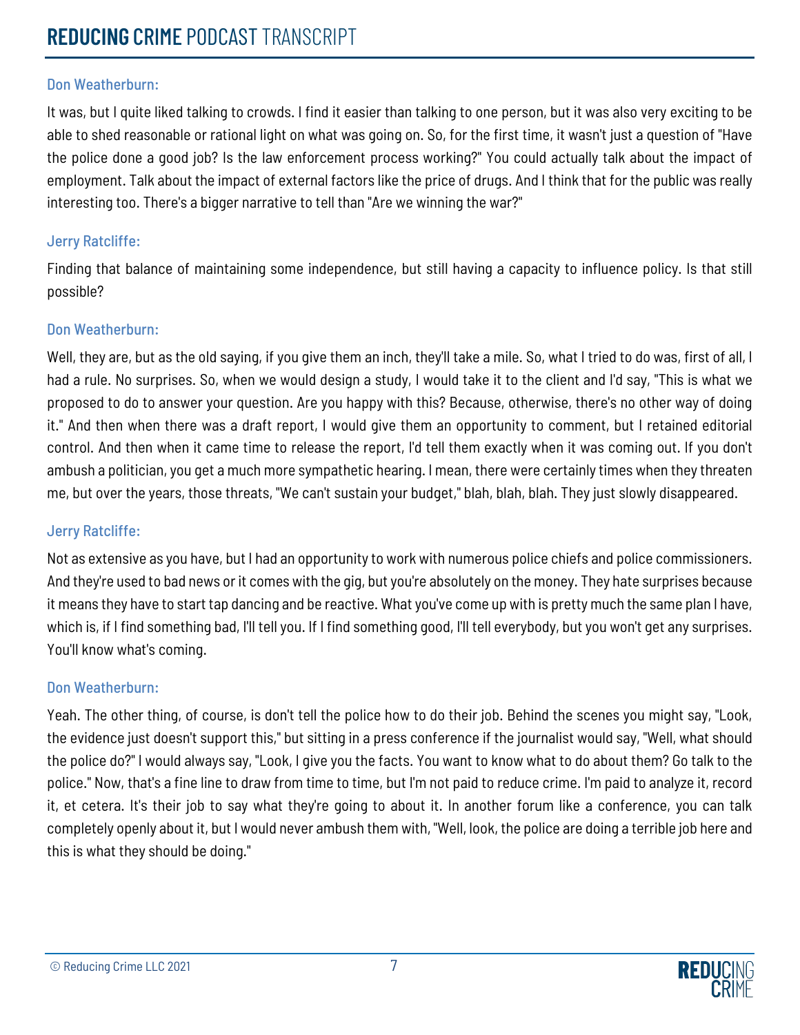Don Weatherburn:

It was, but I quite liked talking to crowds. I find it easier than talking to one person, but it was also very exciting to be able to shed reasonable or rational light on what was going on. So, for the first time, it wasn't just a question of "Have the police done a good job? Is the law enforcement process working?" You could actually talk about the impact of employment. Talk about the impact of external factors like the price of drugs. And I think that for the public was really interesting too. There's a bigger narrative to tell than "Are we winning the war?"

Jerry Ratcliffe:

Finding that balance of maintaining some independence, but still having a capacity to influence policy. Is that still possible?

Don Weatherburn:

Well, they are, but as the old saying, if you give them an inch, they'll take a mile. So, what I tried to do was, first of all, I had a rule. No surprises. So, when we would design a study, I would take it to the client and I'd say, "This is what we proposed to do to answer your question. Are you happy with this? Because, otherwise, there's no other way of doing it." And then when there was a draft report, I would give them an opportunity to comment, but I retained editorial control. And then when it came time to release the report, I'd tell them exactly when it was coming out. If you don't ambush a politician, you get a much more sympathetic hearing. I mean, there were certainly times when they threaten me, but over the years, those threats, "We can't sustain your budget," blah, blah, blah. They just slowly disappeared.

Jerry Ratcliffe:

Not as extensive as you have, but I had an opportunity to work with numerous police chiefs and police commissioners. And they're used to bad news or it comes with the gig, but you're absolutely on the money. They hate surprises because it means they have to start tap dancing and be reactive. What you've come up with is pretty much the same plan I have, which is, if I find something bad, I'll tell you. If I find something good, I'll tell everybody, but you won't get any surprises. You'll know what's coming.

Don Weatherburn:

Yeah. The other thing, of course, is don't tell the police how to do their job. Behind the scenes you might say, "Look, the evidence just doesn't support this," but sitting in a press conference if the journalist would say, "Well, what should the police do?" I would always say, "Look, I give you the facts. You want to know what to do about them? Go talk to the police." Now, that's a fine line to draw from time to time, but I'm not paid to reduce crime. I'm paid to analyze it, record it, et cetera. It's their job to say what they're going to about it. In another forum like a conference, you can talk completely openly about it, but I would never ambush them with, "Well, look, the police are doing a terrible job here and this is what they should be doing."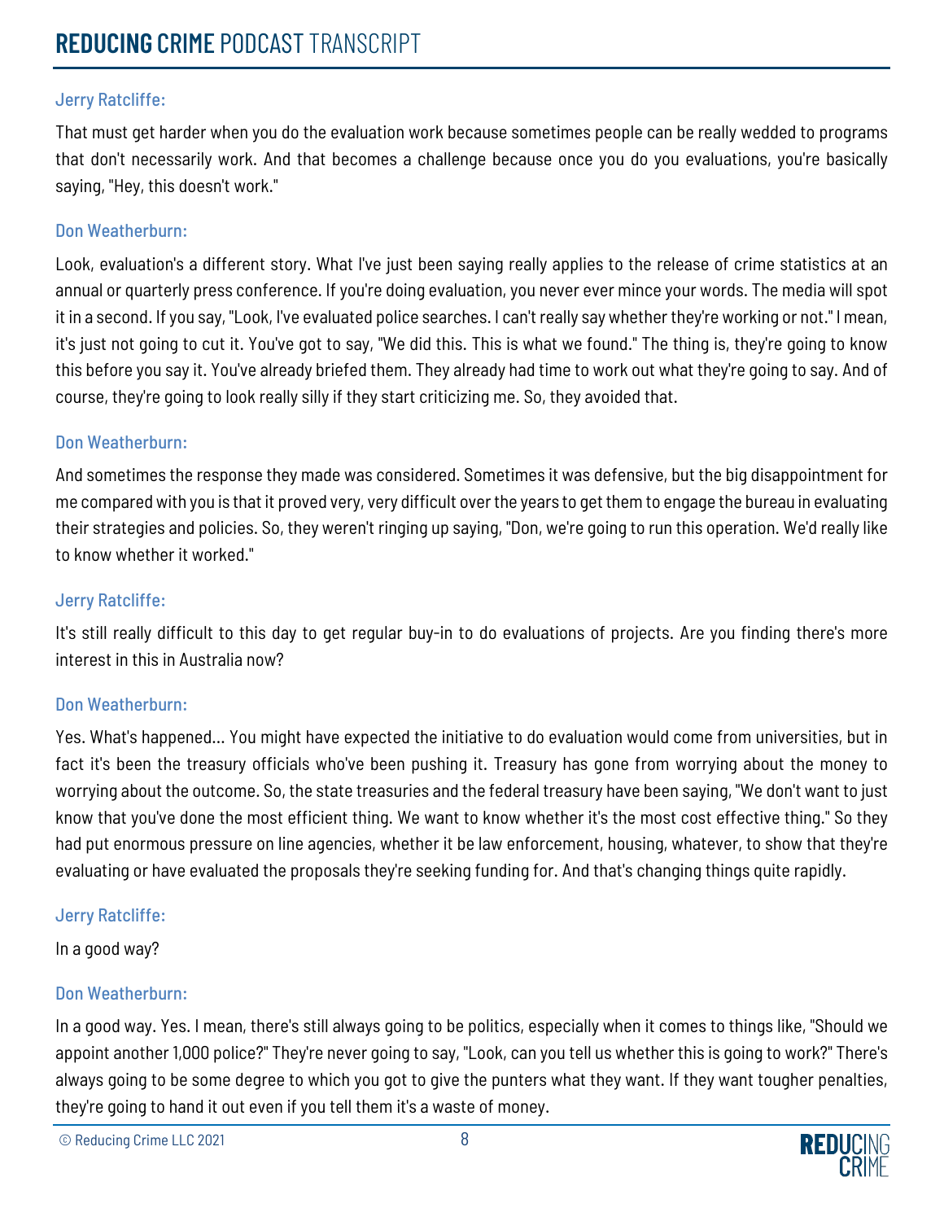Jerry Ratcliffe:

That must get harder when you do the evaluation work because sometimes people can be really wedded to programs that don't necessarily work. And that becomes a challenge because once you do you evaluations, you're basically saying, "Hey, this doesn't work."

Don Weatherburn:

Look, evaluation's a different story. What I've just been saying really applies to the release of crime statistics at an annual or quarterly press conference. If you're doing evaluation, you never ever mince your words. The media will spot it in a second. If you say, "Look, I've evaluated police searches. I can't really say whether they're working or not." I mean, it's just not going to cut it. You've got to say, "We did this. This is what we found." The thing is, they're going to know this before you say it. You've already briefed them. They already had time to work out what they're going to say. And of course, they're going to look really silly if they start criticizing me. So, they avoided that.

Don Weatherburn:

And sometimes the response they made was considered. Sometimes it was defensive, but the big disappointment for me compared with you is that it proved very, very difficult over the years to get them to engage the bureau in evaluating their strategies and policies. So, they weren't ringing up saying, "Don, we're going to run this operation. We'd really like to know whether it worked."

Jerry Ratcliffe:

It's still really difficult to this day to get regular buy-in to do evaluations of projects. Are you finding there's more interest in this in Australia now?

Don Weatherburn:

Yes. What's happened... You might have expected the initiative to do evaluation would come from universities, but in fact it's been the treasury officials who've been pushing it. Treasury has gone from worrying about the money to worrying about the outcome. So, the state treasuries and the federal treasury have been saying, "We don't want to just know that you've done the most efficient thing. We want to know whether it's the most cost effective thing." So they had put enormous pressure on line agencies, whether it be law enforcement, housing, whatever, to show that they're evaluating or have evaluated the proposals they're seeking funding for. And that's changing things quite rapidly.

Jerry Ratcliffe:

In a good way?

Don Weatherburn:

In a good way. Yes. I mean, there's still always going to be politics, especially when it comes to things like, "Should we appoint another 1,000 police?" They're never going to say, "Look, can you tell us whether this is going to work?" There's always going to be some degree to which you got to give the punters what they want. If they want tougher penalties, they're going to hand it out even if you tell them it's a waste of money.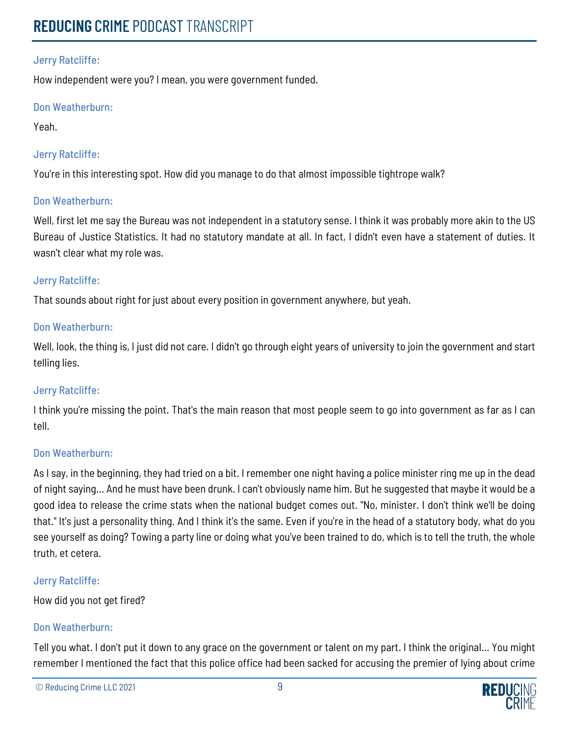**Jerry Ratcliffe:**

How independent were you? I mean, you were government funded.

**Don Weatherburn:**

Yeah.

**Jerry Ratcliffe:**

You're in this interesting spot. How did you manage to do that almost impossible tightrope walk?

**Don Weatherburn:**

Well, first let me say the Bureau was not independent in a statutory sense. I think it was probably more akin to the US Bureau of Justice Statistics. It had no statutory mandate at all. In fact, I didn't even have a statement of duties. It wasn't clear what my role was.

**Jerry Ratcliffe:**

That sounds about right for just about every position in government anywhere, but yeah.

**Don Weatherburn:**

Well, look, the thing is, I just did not care. I didn't go through eight years of university to join the government and start telling lies.

**Jerry Ratcliffe:**

I think you're missing the point. That's the main reason that most people seem to go into government as far as I can tell.

**Don Weatherburn:**

As I say, in the beginning, they had tried on a bit. I remember one night having a police minister ring me up in the dead of night saying... And he must have been drunk. I can't obviously name him. But he suggested that maybe it would be a good idea to release the crime stats when the national budget comes out. "No, minister. I don't think we'll be doing that." It's just a personality thing. And I think it's the same. Even if you're in the head of a statutory body, what do you see yourself as doing? Towing a party line or doing what you've been trained to do, which is to tell the truth, the whole truth, et cetera.

**Jerry Ratcliffe:**

How did you not get fired?

**Don Weatherburn:**

Tell you what. I don't put it down to any grace on the government or talent on my part. I think the original... You might remember I mentioned the fact that this police office had been sacked for accusing the premier of lying about crime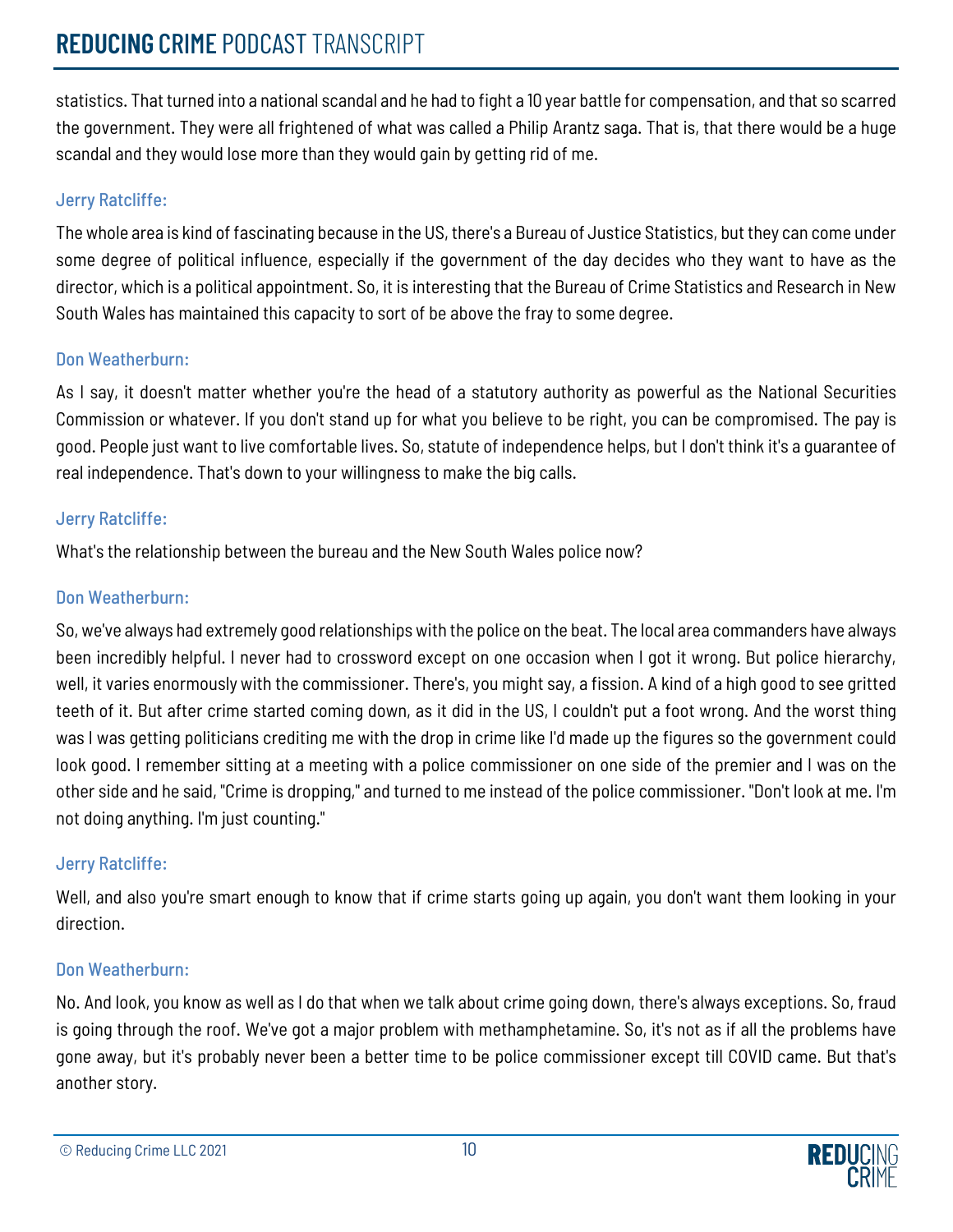statistics. That turned into a national scandal and he had to fight a 10 year battle for compensation, and that so scarred the government. They were all frightened of what was called a Philip Arantz saga. That is, that there would be a huge scandal and they would lose more than they would gain by getting rid of me.

Jerry Ratcliffe:

The whole area is kind of fascinating because in the US, there's a Bureau of Justice Statistics, but they can come under some degree of political influence, especially if the government of the day decides who they want to have as the director, which is a political appointment. So, it is interesting that the Bureau of Crime Statistics and Research in New South Wales has maintained this capacity to sort of be above the fray to some degree.

Don Weatherburn:

As I say, it doesn't matter whether you're the head of a statutory authority as powerful as the National Securities Commission or whatever. If you don't stand up for what you believe to be right, you can be compromised. The pay is good. People just want to live comfortable lives. So, statute of independence helps, but I don't think it's a guarantee of real independence. That's down to your willingness to make the big calls.

Jerry Ratcliffe:

What's the relationship between the bureau and the New South Wales police now?

Don Weatherburn:

So, we've always had extremely good relationships with the police on the beat. The local area commanders have always been incredibly helpful. I never had to crossword except on one occasion when I got it wrong. But police hierarchy, well, it varies enormously with the commissioner. There's, you might say, a fission. A kind of a high good to see gritted teeth of it. But after crime started coming down, as it did in the US, I couldn't put a foot wrong. And the worst thing was I was getting politicians crediting me with the drop in crime like I'd made up the figures so the government could look good. I remember sitting at a meeting with a police commissioner on one side of the premier and I was on the other side and he said, "Crime is dropping," and turned to me instead of the police commissioner. "Don't look at me. I'm not doing anything. I'm just counting."

Jerry Ratcliffe:

Well, and also you're smart enough to know that if crime starts going up again, you don't want them looking in your direction.

Don Weatherburn:

No. And look, you know as well as I do that when we talk about crime going down, there's always exceptions. So, fraud is going through the roof. We've got a major problem with methamphetamine. So, it's not as if all the problems have gone away, but it's probably never been a better time to be police commissioner except till COVID came. But that's another story.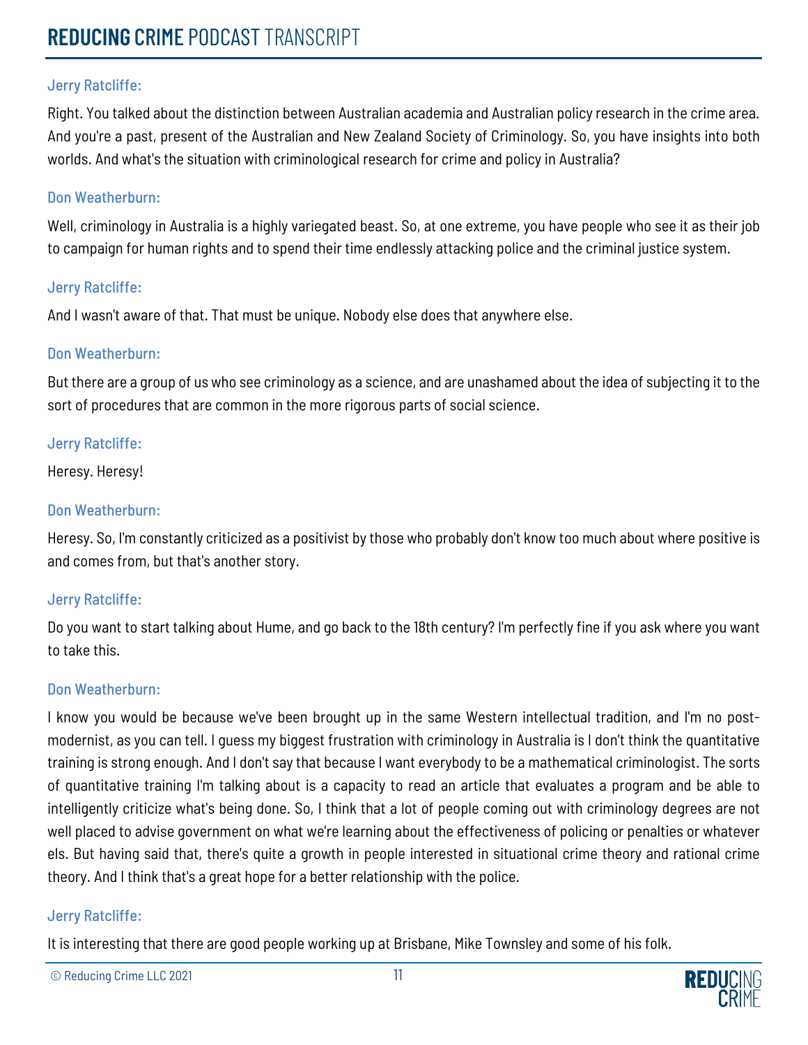**Jerry Ratcliffe:**

Right. You talked about the distinction between Australian academia and Australian policy research in the crime area. And you're a past, present of the Australian and New Zealand Society of Criminology. So, you have insights into both worlds. And what's the situation with criminological research for crime and policy in Australia?

**Don Weatherburn:**

Well, criminology in Australia is a highly variegated beast. So, at one extreme, you have people who see it as their job to campaign for human rights and to spend their time endlessly attacking police and the criminal justice system.

**Jerry Ratcliffe:**

And I wasn't aware of that. That must be unique. Nobody else does that anywhere else.

**Don Weatherburn:**

But there are a group of us who see criminology as a science, and are unashamed about the idea of subjecting it to the sort of procedures that are common in the more rigorous parts of social science.

**Jerry Ratcliffe:**

Heresy. Heresy!

**Don Weatherburn:**

Heresy. So, I'm constantly criticized as a positivist by those who probably don't know too much about where positive is and comes from, but that's another story.

**Jerry Ratcliffe:**

Do you want to start talking about Hume, and go back to the 18th century? I'm perfectly fine if you ask where you want to take this.

**Don Weatherburn:**

I know you would be because we've been brought up in the same Western intellectual tradition, and I'm no post-modernist, as you can tell. I guess my biggest frustration with criminology in Australia is I don't think the quantitative training is strong enough. And I don't say that because I want everybody to be a mathematical criminologist. The sorts of quantitative training I'm talking about is a capacity to read an article that evaluates a program and be able to intelligently criticize what's being done. So, I think that a lot of people coming out with criminology degrees are not well placed to advise government on what we're learning about the effectiveness of policing or penalties or whatever els. But having said that, there's quite a growth in people interested in situational crime theory and rational crime theory. And I think that's a great hope for a better relationship with the police.

**Jerry Ratcliffe:**

It is interesting that there are good people working up at Brisbane, Mike Townsley and some of his folk.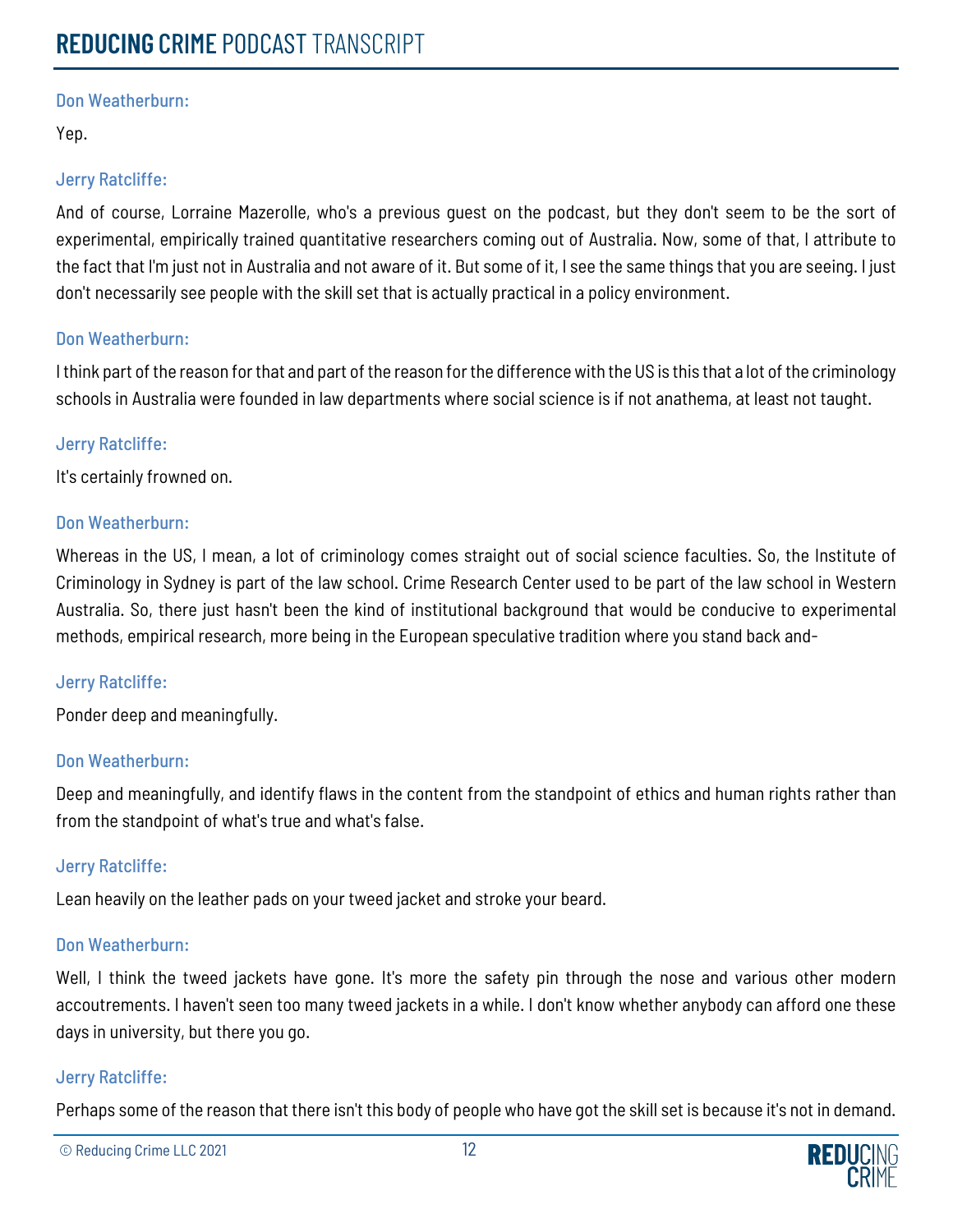Don Weatherburn:

Yep.

Jerry Ratcliffe:

And of course, Lorraine Mazerolle, who's a previous guest on the podcast, but they don't seem to be the sort of experimental, empirically trained quantitative researchers coming out of Australia. Now, some of that, I attribute to the fact that I'm just not in Australia and not aware of it. But some of it, I see the same things that you are seeing. I just don't necessarily see people with the skill set that is actually practical in a policy environment.

Don Weatherburn:

I think part of the reason for that and part of the reason for the difference with the US is this that a lot of the criminology schools in Australia were founded in law departments where social science is if not anathema, at least not taught.

Jerry Ratcliffe:

It's certainly frowned on.

Don Weatherburn:

Whereas in the US, I mean, a lot of criminology comes straight out of social science faculties. So, the Institute of Criminology in Sydney is part of the law school. Crime Research Center used to be part of the law school in Western Australia. So, there just hasn't been the kind of institutional background that would be conducive to experimental methods, empirical research, more being in the European speculative tradition where you stand back and-

Jerry Ratcliffe:

Ponder deep and meaningfully.

Don Weatherburn:

Deep and meaningfully, and identify flaws in the content from the standpoint of ethics and human rights rather than from the standpoint of what's true and what's false.

Jerry Ratcliffe:

Lean heavily on the leather pads on your tweed jacket and stroke your beard.

Don Weatherburn:

Well, I think the tweed jackets have gone. It's more the safety pin through the nose and various other modern accoutrements. I haven't seen too many tweed jackets in a while. I don't know whether anybody can afford one these days in university, but there you go.

Jerry Ratcliffe:

Perhaps some of the reason that there isn't this body of people who have got the skill set is because it's not in demand.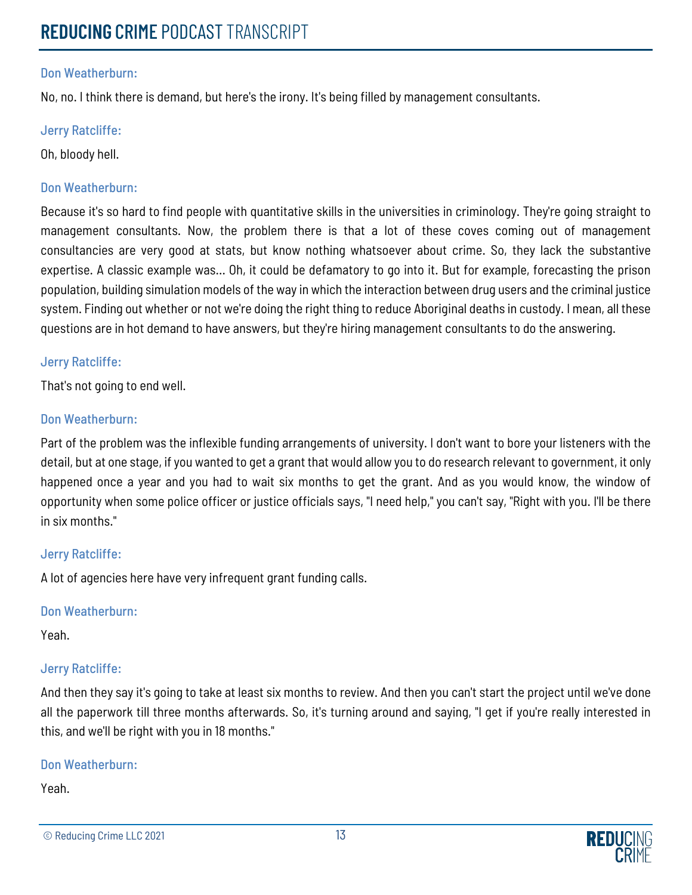Don Weatherburn:

No, no. I think there is demand, but here's the irony. It's being filled by management consultants.

Jerry Ratcliffe:

Oh, bloody hell.

Don Weatherburn:

Because it's so hard to find people with quantitative skills in the universities in criminology. They're going straight to management consultants. Now, the problem there is that a lot of these coves coming out of management consultancies are very good at stats, but know nothing whatsoever about crime. So, they lack the substantive expertise. A classic example was... Oh, it could be defamatory to go into it. But for example, forecasting the prison population, building simulation models of the way in which the interaction between drug users and the criminal justice system. Finding out whether or not we're doing the right thing to reduce Aboriginal deaths in custody. I mean, all these questions are in hot demand to have answers, but they're hiring management consultants to do the answering.

Jerry Ratcliffe:

That's not going to end well.

Don Weatherburn:

Part of the problem was the inflexible funding arrangements of university. I don't want to bore your listeners with the detail, but at one stage, if you wanted to get a grant that would allow you to do research relevant to government, it only happened once a year and you had to wait six months to get the grant. And as you would know, the window of opportunity when some police officer or justice officials says, "I need help," you can't say, "Right with you. I'll be there in six months."

Jerry Ratcliffe:

A lot of agencies here have very infrequent grant funding calls.

Don Weatherburn:

Yeah.

Jerry Ratcliffe:

And then they say it's going to take at least six months to review. And then you can't start the project until we've done all the paperwork till three months afterwards. So, it's turning around and saying, "I get if you're really interested in this, and we'll be right with you in 18 months."

Don Weatherburn:

Yeah.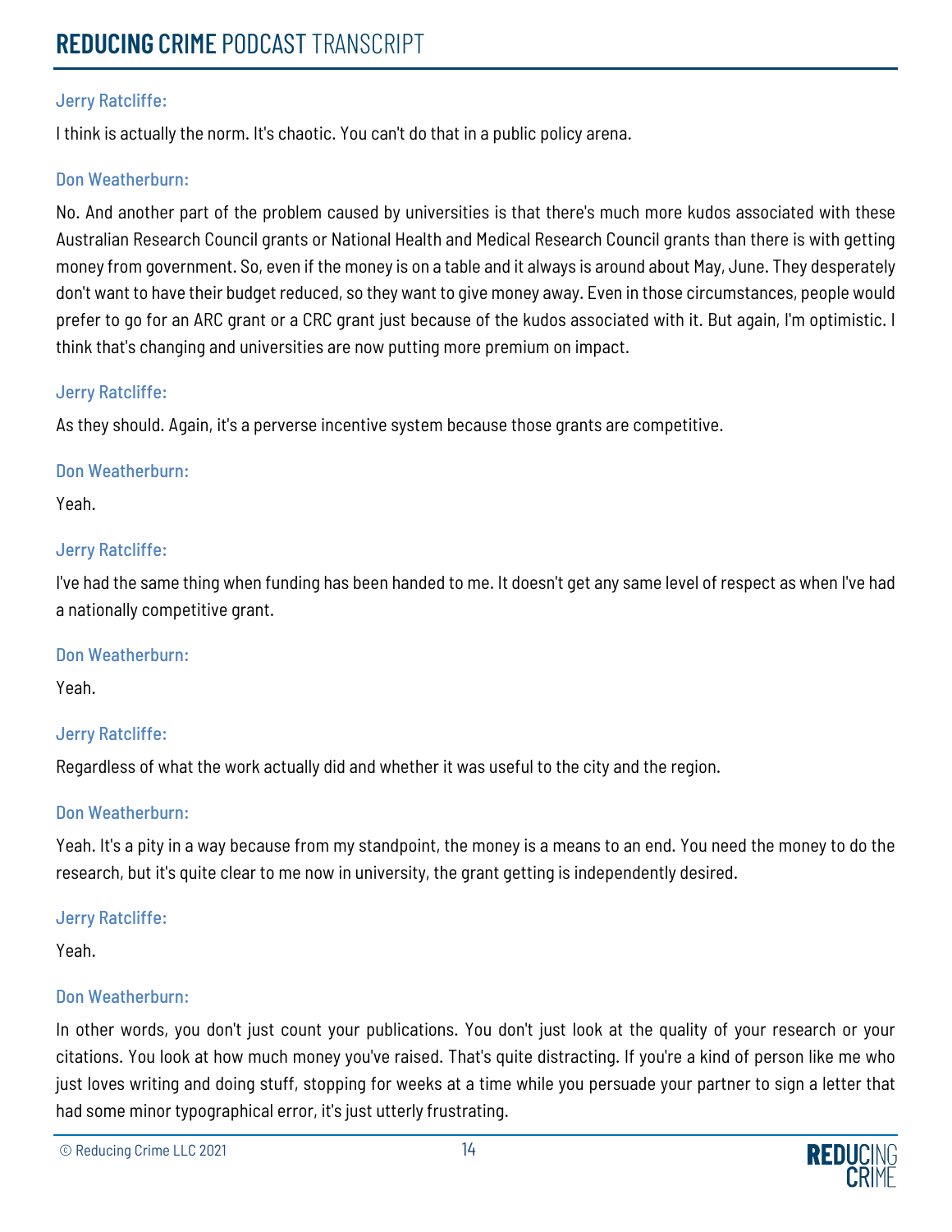Jerry Ratcliffe:

I think is actually the norm. It's chaotic. You can't do that in a public policy arena.

Don Weatherburn:

No. And another part of the problem caused by universities is that there's much more kudos associated with these Australian Research Council grants or National Health and Medical Research Council grants than there is with getting money from government. So, even if the money is on a table and it always is around about May, June. They desperately don't want to have their budget reduced, so they want to give money away. Even in those circumstances, people would prefer to go for an ARC grant or a CRC grant just because of the kudos associated with it. But again, I'm optimistic. I think that's changing and universities are now putting more premium on impact.

Jerry Ratcliffe:

As they should. Again, it's a perverse incentive system because those grants are competitive.

Don Weatherburn:

Yeah.

Jerry Ratcliffe:

I've had the same thing when funding has been handed to me. It doesn't get any same level of respect as when I've had a nationally competitive grant.

Don Weatherburn:

Yeah.

Jerry Ratcliffe:

Regardless of what the work actually did and whether it was useful to the city and the region.

Don Weatherburn:

Yeah. It's a pity in a way because from my standpoint, the money is a means to an end. You need the money to do the research, but it's quite clear to me now in university, the grant getting is independently desired.

Jerry Ratcliffe:

Yeah.

Don Weatherburn:

In other words, you don't just count your publications. You don't just look at the quality of your research or your citations. You look at how much money you've raised. That's quite distracting. If you're a kind of person like me who just loves writing and doing stuff, stopping for weeks at a time while you persuade your partner to sign a letter that had some minor typographical error, it's just utterly frustrating.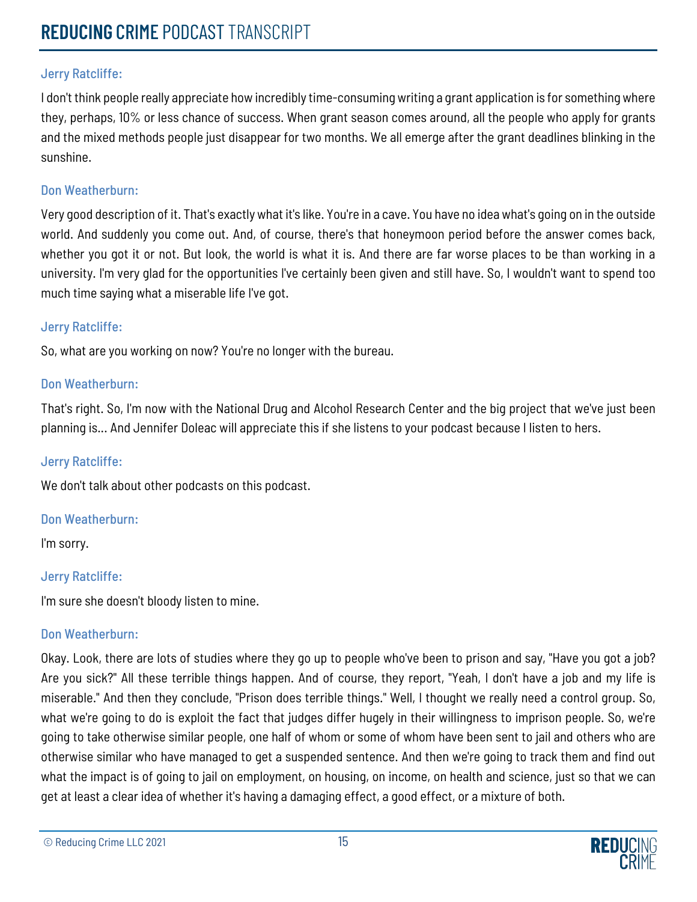Jerry Ratcliffe:

I don't think people really appreciate how incredibly time-consuming writing a grant application is for something where they, perhaps, 10% or less chance of success. When grant season comes around, all the people who apply for grants and the mixed methods people just disappear for two months. We all emerge after the grant deadlines blinking in the sunshine.

Don Weatherburn:

Very good description of it. That's exactly what it's like. You're in a cave. You have no idea what's going on in the outside world. And suddenly you come out. And, of course, there's that honeymoon period before the answer comes back, whether you got it or not. But look, the world is what it is. And there are far worse places to be than working in a university. I'm very glad for the opportunities I've certainly been given and still have. So, I wouldn't want to spend too much time saying what a miserable life I've got.

Jerry Ratcliffe:

So, what are you working on now? You're no longer with the bureau.

Don Weatherburn:

That's right. So, I'm now with the National Drug and Alcohol Research Center and the big project that we've just been planning is... And Jennifer Doleac will appreciate this if she listens to your podcast because I listen to hers.

Jerry Ratcliffe:

We don't talk about other podcasts on this podcast.

Don Weatherburn:

I'm sorry.

Jerry Ratcliffe:

I'm sure she doesn't bloody listen to mine.

Don Weatherburn:

Okay. Look, there are lots of studies where they go up to people who've been to prison and say, "Have you got a job? Are you sick?" All these terrible things happen. And of course, they report, "Yeah, I don't have a job and my life is miserable." And then they conclude, "Prison does terrible things." Well, I thought we really need a control group. So, what we're going to do is exploit the fact that judges differ hugely in their willingness to imprison people. So, we're going to take otherwise similar people, one half of whom or some of whom have been sent to jail and others who are otherwise similar who have managed to get a suspended sentence. And then we're going to track them and find out what the impact is of going to jail on employment, on housing, on income, on health and science, just so that we can get at least a clear idea of whether it's having a damaging effect, a good effect, or a mixture of both.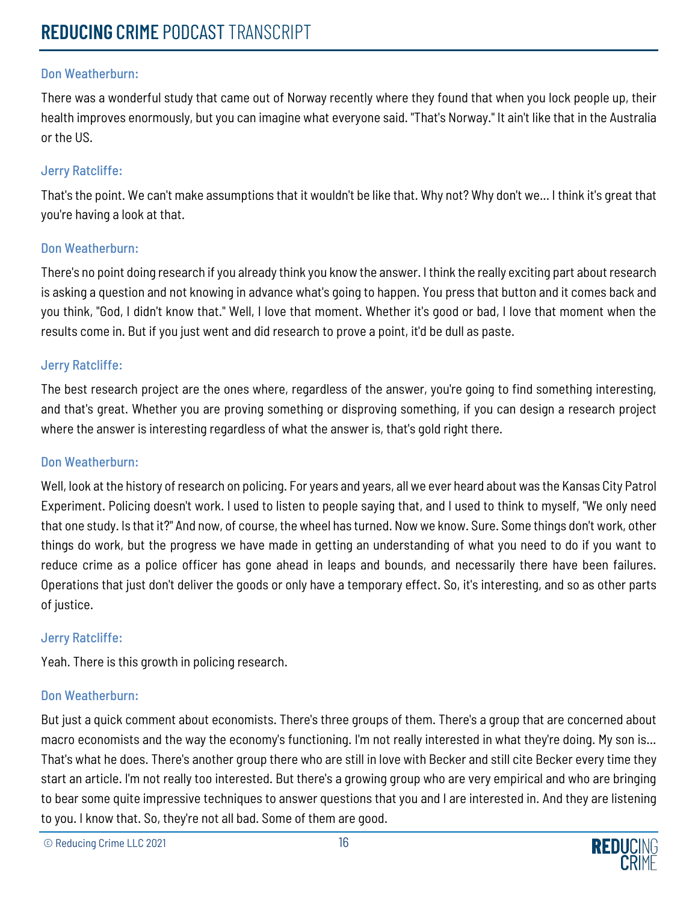Don Weatherburn:

There was a wonderful study that came out of Norway recently where they found that when you lock people up, their health improves enormously, but you can imagine what everyone said. "That's Norway." It ain't like that in the Australia or the US.

Jerry Ratcliffe:

That's the point. We can't make assumptions that it wouldn't be like that. Why not? Why don't we... I think it's great that you're having a look at that.

Don Weatherburn:

There's no point doing research if you already think you know the answer. I think the really exciting part about research is asking a question and not knowing in advance what's going to happen. You press that button and it comes back and you think, "God, I didn't know that." Well, I love that moment. Whether it's good or bad, I love that moment when the results come in. But if you just went and did research to prove a point, it'd be dull as paste.

Jerry Ratcliffe:

The best research project are the ones where, regardless of the answer, you're going to find something interesting, and that's great. Whether you are proving something or disproving something, if you can design a research project where the answer is interesting regardless of what the answer is, that's gold right there.

Don Weatherburn:

Well, look at the history of research on policing. For years and years, all we ever heard about was the Kansas City Patrol Experiment. Policing doesn't work. I used to listen to people saying that, and I used to think to myself, "We only need that one study. Is that it?" And now, of course, the wheel has turned. Now we know. Sure. Some things don't work, other things do work, but the progress we have made in getting an understanding of what you need to do if you want to reduce crime as a police officer has gone ahead in leaps and bounds, and necessarily there have been failures. Operations that just don't deliver the goods or only have a temporary effect. So, it's interesting, and so as other parts of justice.

Jerry Ratcliffe:

Yeah. There is this growth in policing research.

Don Weatherburn:

But just a quick comment about economists. There's three groups of them. There's a group that are concerned about macro economists and the way the economy's functioning. I'm not really interested in what they're doing. My son is... That's what he does. There's another group there who are still in love with Becker and still cite Becker every time they start an article. I'm not really too interested. But there's a growing group who are very empirical and who are bringing to bear some quite impressive techniques to answer questions that you and I are interested in. And they are listening to you. I know that. So, they're not all bad. Some of them are good.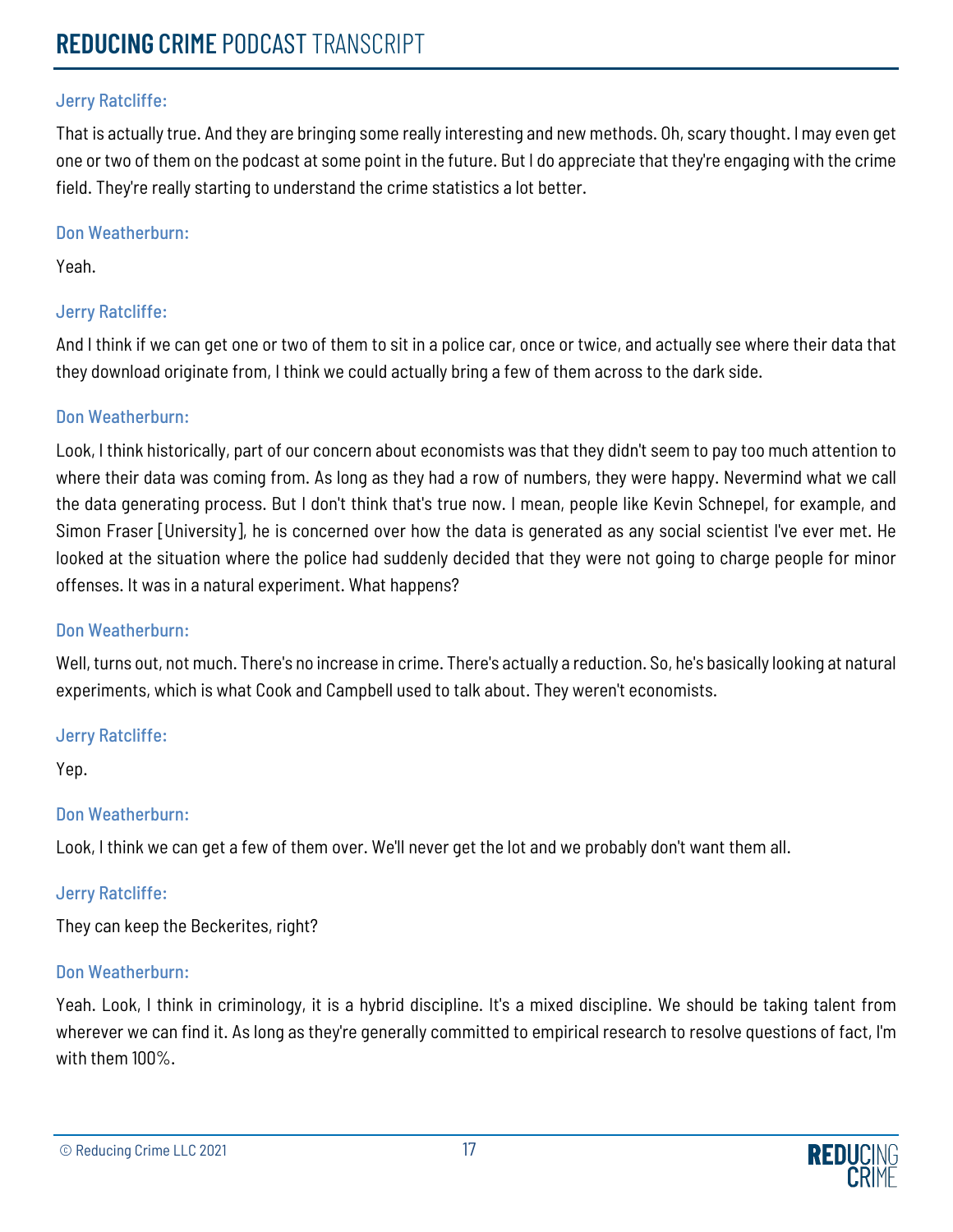Jerry Ratcliffe:

That is actually true. And they are bringing some really interesting and new methods. Oh, scary thought. I may even get one or two of them on the podcast at some point in the future. But I do appreciate that they're engaging with the crime field. They're really starting to understand the crime statistics a lot better.

Don Weatherburn:

Yeah.

Jerry Ratcliffe:

And I think if we can get one or two of them to sit in a police car, once or twice, and actually see where their data that they download originate from, I think we could actually bring a few of them across to the dark side.

Don Weatherburn:

Look, I think historically, part of our concern about economists was that they didn't seem to pay too much attention to where their data was coming from. As long as they had a row of numbers, they were happy. Nevermind what we call the data generating process. But I don't think that's true now. I mean, people like Kevin Schnepel, for example, and Simon Fraser [University], he is concerned over how the data is generated as any social scientist I've ever met. He looked at the situation where the police had suddenly decided that they were not going to charge people for minor offenses. It was in a natural experiment. What happens?

Don Weatherburn:

Well, turns out, not much. There's no increase in crime. There's actually a reduction. So, he's basically looking at natural experiments, which is what Cook and Campbell used to talk about. They weren't economists.

Jerry Ratcliffe:

Yep.

Don Weatherburn:

Look, I think we can get a few of them over. We'll never get the lot and we probably don't want them all.

Jerry Ratcliffe:

They can keep the Beckerites, right?

Don Weatherburn:

Yeah. Look, I think in criminology, it is a hybrid discipline. It's a mixed discipline. We should be taking talent from wherever we can find it. As long as they're generally committed to empirical research to resolve questions of fact, I'm with them 100%.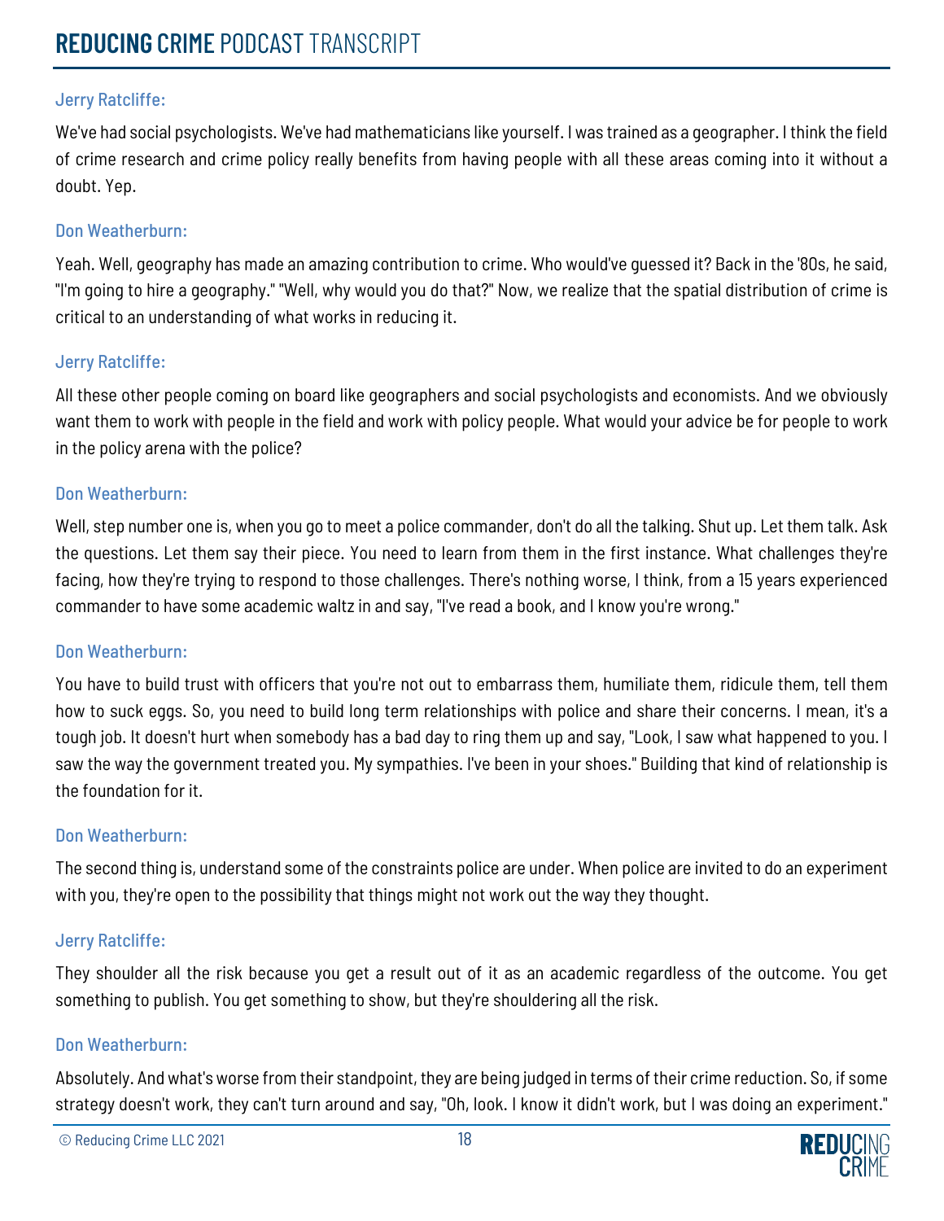Jerry Ratcliffe:

We've had social psychologists. We've had mathematicians like yourself. I was trained as a geographer. I think the field of crime research and crime policy really benefits from having people with all these areas coming into it without a doubt. Yep.

Don Weatherburn:

Yeah. Well, geography has made an amazing contribution to crime. Who would've guessed it? Back in the '80s, he said, "I'm going to hire a geography." "Well, why would you do that?" Now, we realize that the spatial distribution of crime is critical to an understanding of what works in reducing it.

Jerry Ratcliffe:

All these other people coming on board like geographers and social psychologists and economists. And we obviously want them to work with people in the field and work with policy people. What would your advice be for people to work in the policy arena with the police?

Don Weatherburn:

Well, step number one is, when you go to meet a police commander, don't do all the talking. Shut up. Let them talk. Ask the questions. Let them say their piece. You need to learn from them in the first instance. What challenges they're facing, how they're trying to respond to those challenges. There's nothing worse, I think, from a 15 years experienced commander to have some academic waltz in and say, "I've read a book, and I know you're wrong."

Don Weatherburn:

You have to build trust with officers that you're not out to embarrass them, humiliate them, ridicule them, tell them how to suck eggs. So, you need to build long term relationships with police and share their concerns. I mean, it's a tough job. It doesn't hurt when somebody has a bad day to ring them up and say, "Look, I saw what happened to you. I saw the way the government treated you. My sympathies. I've been in your shoes." Building that kind of relationship is the foundation for it.

Don Weatherburn:

The second thing is, understand some of the constraints police are under. When police are invited to do an experiment with you, they're open to the possibility that things might not work out the way they thought.

Jerry Ratcliffe:

They shoulder all the risk because you get a result out of it as an academic regardless of the outcome. You get something to publish. You get something to show, but they're shouldering all the risk.

Don Weatherburn:

Absolutely. And what's worse from their standpoint, they are being judged in terms of their crime reduction. So, if some strategy doesn't work, they can't turn around and say, "Oh, look. I know it didn't work, but I was doing an experiment."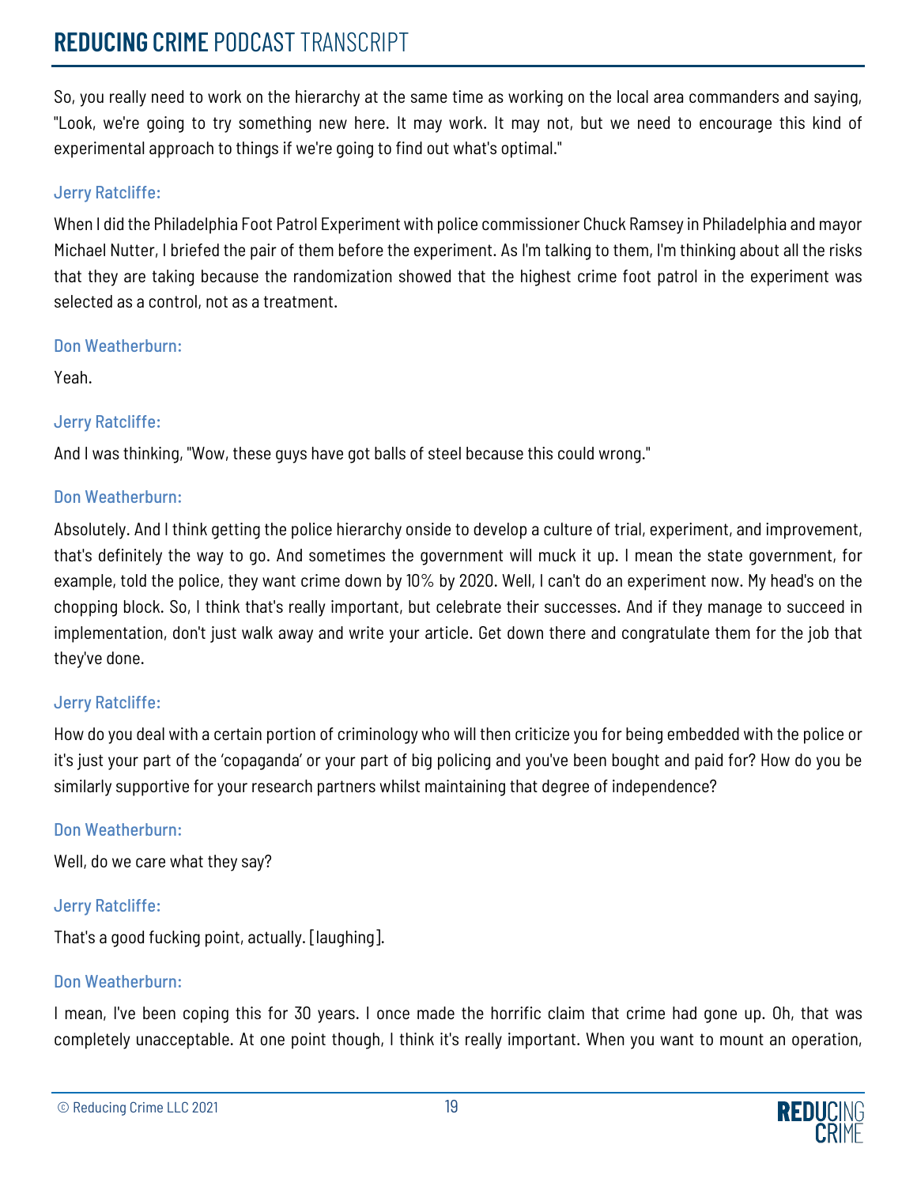So, you really need to work on the hierarchy at the same time as working on the local area commanders and saying, "Look, we're going to try something new here. It may work. It may not, but we need to encourage this kind of experimental approach to things if we're going to find out what's optimal."

Jerry Ratcliffe:

When I did the Philadelphia Foot Patrol Experiment with police commissioner Chuck Ramsey in Philadelphia and mayor Michael Nutter, I briefed the pair of them before the experiment. As I'm talking to them, I'm thinking about all the risks that they are taking because the randomization showed that the highest crime foot patrol in the experiment was selected as a control, not as a treatment.

Don Weatherburn:

Yeah.

Jerry Ratcliffe:

And I was thinking, "Wow, these guys have got balls of steel because this could wrong."

Don Weatherburn:

Absolutely. And I think getting the police hierarchy onside to develop a culture of trial, experiment, and improvement, that's definitely the way to go. And sometimes the government will muck it up. I mean the state government, for example, told the police, they want crime down by 10% by 2020. Well, I can't do an experiment now. My head's on the chopping block. So, I think that's really important, but celebrate their successes. And if they manage to succeed in implementation, don't just walk away and write your article. Get down there and congratulate them for the job that they've done.

Jerry Ratcliffe:

How do you deal with a certain portion of criminology who will then criticize you for being embedded with the police or it's just your part of the 'copaganda' or your part of big policing and you've been bought and paid for? How do you be similarly supportive for your research partners whilst maintaining that degree of independence?

Don Weatherburn:

Well, do we care what they say?

Jerry Ratcliffe:

That's a good fucking point, actually. [laughing].

Don Weatherburn:

I mean, I've been coping this for 30 years. I once made the horrific claim that crime had gone up. Oh, that was completely unacceptable. At one point though, I think it's really important. When you want to mount an operation,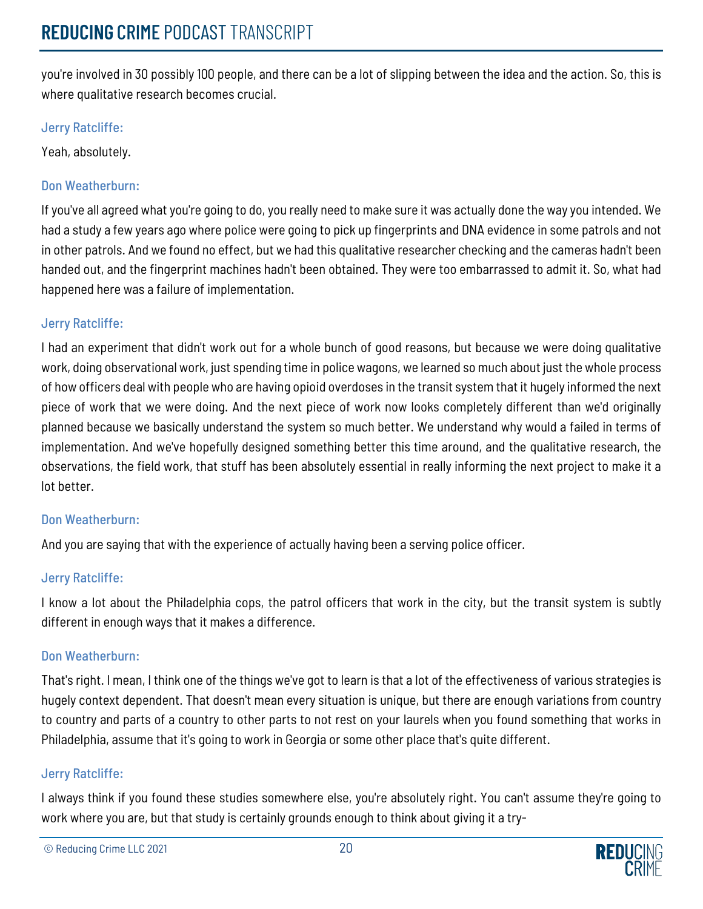you're involved in 30 possibly 100 people, and there can be a lot of slipping between the idea and the action. So, this is where qualitative research becomes crucial.

Jerry Ratcliffe:

Yeah, absolutely.

Don Weatherburn:

If you've all agreed what you're going to do, you really need to make sure it was actually done the way you intended. We had a study a few years ago where police were going to pick up fingerprints and DNA evidence in some patrols and not in other patrols. And we found no effect, but we had this qualitative researcher checking and the cameras hadn't been handed out, and the fingerprint machines hadn't been obtained. They were too embarrassed to admit it. So, what had happened here was a failure of implementation.

Jerry Ratcliffe:

I had an experiment that didn't work out for a whole bunch of good reasons, but because we were doing qualitative work, doing observational work, just spending time in police wagons, we learned so much about just the whole process of how officers deal with people who are having opioid overdoses in the transit system that it hugely informed the next piece of work that we were doing. And the next piece of work now looks completely different than we'd originally planned because we basically understand the system so much better. We understand why would a failed in terms of implementation. And we've hopefully designed something better this time around, and the qualitative research, the observations, the field work, that stuff has been absolutely essential in really informing the next project to make it a lot better.

Don Weatherburn:

And you are saying that with the experience of actually having been a serving police officer.

Jerry Ratcliffe:

I know a lot about the Philadelphia cops, the patrol officers that work in the city, but the transit system is subtly different in enough ways that it makes a difference.

Don Weatherburn:

That's right. I mean, I think one of the things we've got to learn is that a lot of the effectiveness of various strategies is hugely context dependent. That doesn't mean every situation is unique, but there are enough variations from country to country and parts of a country to other parts to not rest on your laurels when you found something that works in Philadelphia, assume that it's going to work in Georgia or some other place that's quite different.

Jerry Ratcliffe:

I always think if you found these studies somewhere else, you're absolutely right. You can't assume they're going to work where you are, but that study is certainly grounds enough to think about giving it a try-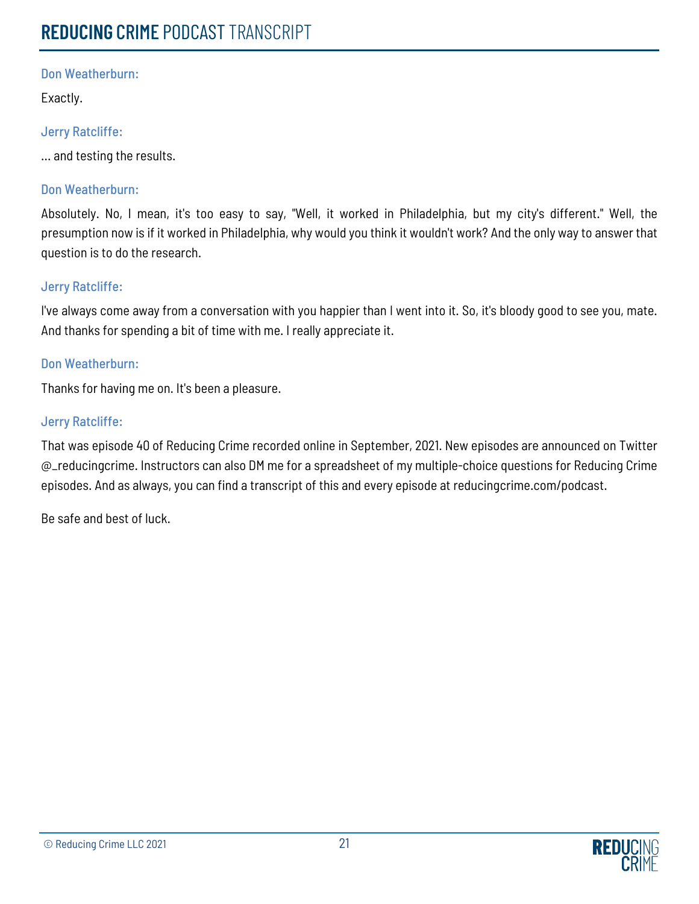Don Weatherburn:

Exactly.

Jerry Ratcliffe:

... and testing the results.

Don Weatherburn:

Absolutely. No, I mean, it's too easy to say, "Well, it worked in Philadelphia, but my city's different." Well, the presumption now is if it worked in Philadelphia, why would you think it wouldn't work? And the only way to answer that question is to do the research.

Jerry Ratcliffe:

I've always come away from a conversation with you happier than I went into it. So, it's bloody good to see you, mate. And thanks for spending a bit of time with me. I really appreciate it.

Don Weatherburn:

Thanks for having me on. It's been a pleasure.

Jerry Ratcliffe:

That was episode 40 of Reducing Crime recorded online in September, 2021. New episodes are announced on Twitter @_reducingcrime. Instructors can also DM me for a spreadsheet of my multiple-choice questions for Reducing Crime episodes. And as always, you can find a transcript of this and every episode at reducingcrime.com/podcast.

Be safe and best of luck.